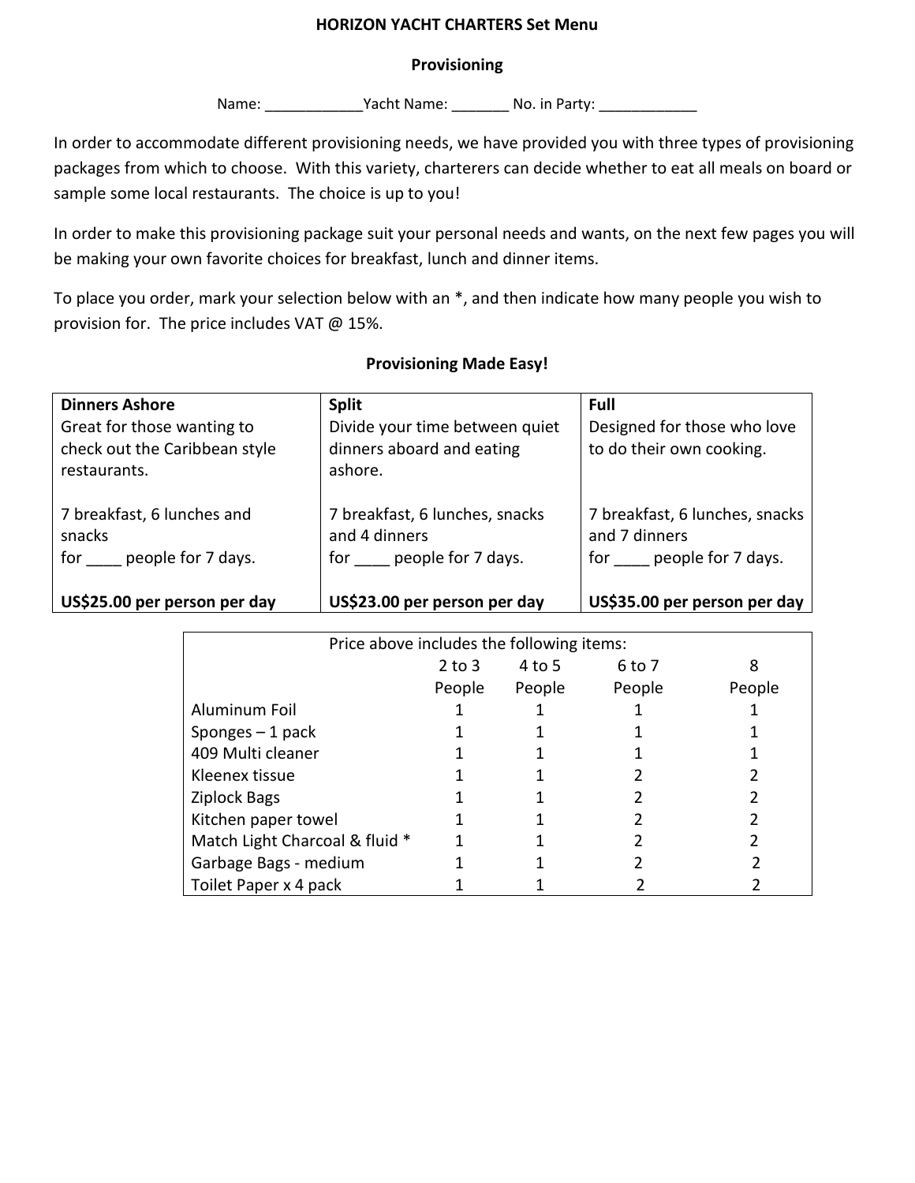# HORIZON YACHT CHARTERS Set Menu

## Provisioning

Name: ____________Yacht Name: _______ No. in Party: ____________

In order to accommodate different provisioning needs, we have provided you with three types of provisioning packages from which to choose. With this variety, charterers can decide whether to eat all meals on board or sample some local restaurants. The choice is up to you!

In order to make this provisioning package suit your personal needs and wants, on the next few pages you will be making your own favorite choices for breakfast, lunch and dinner items.

To place you order, mark your selection below with an *, and then indicate how many people you wish to provision for. The price includes VAT @ 15%.

### Provisioning Made Easy!

| **Dinners Ashore** | **Split** | **Full** |
|---|---|---|
| Great for those wanting to check out the Caribbean style restaurants. | Divide your time between quiet dinners aboard and eating ashore. | Designed for those who love to do their own cooking. |
| 7 breakfast, 6 lunches and snacks for ____ people for 7 days. | 7 breakfast, 6 lunches, snacks and 4 dinners for ____ people for 7 days. | 7 breakfast, 6 lunches, snacks and 7 dinners for ____ people for 7 days. |
| **US$25.00 per person per day** | **US$23.00 per person per day** | **US$35.00 per person per day** |

Price above includes the following items:

| | 2 to 3 People | 4 to 5 People | 6 to 7 People | 8 People |
|---|---|---|---|---|
| Aluminum Foil | 1 | 1 | 1 | 1 |
| Sponges – 1 pack | 1 | 1 | 1 | 1 |
| 409 Multi cleaner | 1 | 1 | 1 | 1 |
| Kleenex tissue | 1 | 1 | 2 | 2 |
| Ziplock Bags | 1 | 1 | 2 | 2 |
| Kitchen paper towel | 1 | 1 | 2 | 2 |
| Match Light Charcoal & fluid * | 1 | 1 | 2 | 2 |
| Garbage Bags - medium | 1 | 1 | 2 | 2 |
| Toilet Paper x 4 pack | 1 | 1 | 2 | 2 |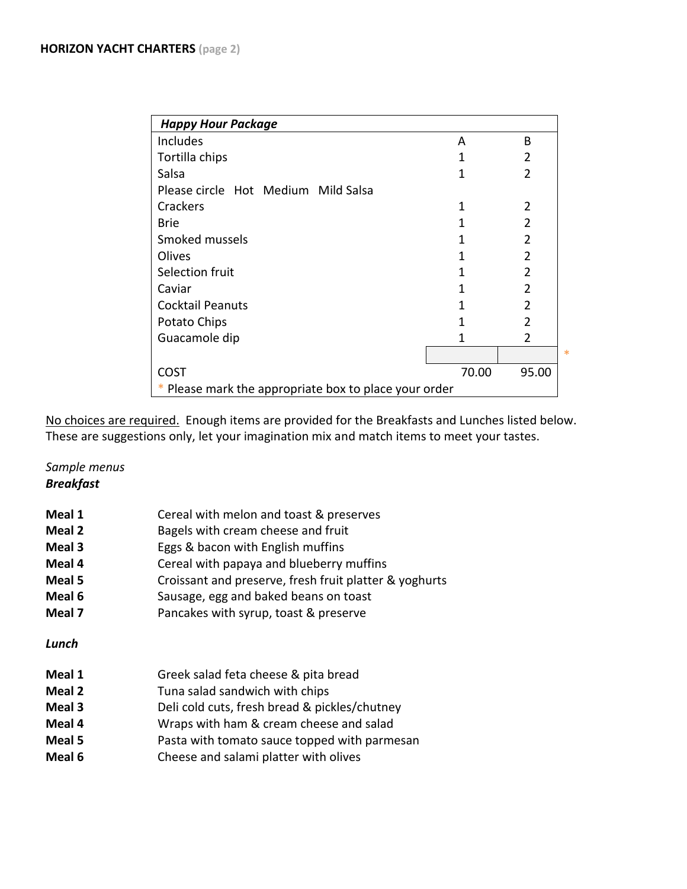**HORIZON YACHT CHARTERS** (page 2)

| *Happy Hour Package* | | |
|---|---|---|
| Includes | A | B |
| Tortilla chips | 1 | 2 |
| Salsa | 1 | 2 |
| Please circle Hot Medium Mild Salsa | | |
| Crackers | 1 | 2 |
| Brie | 1 | 2 |
| Smoked mussels | 1 | 2 |
| Olives | 1 | 2 |
| Selection fruit | 1 | 2 |
| Caviar | 1 | 2 |
| Cocktail Peanuts | 1 | 2 |
| Potato Chips | 1 | 2 |
| Guacamole dip | 1 | 2 |
| * | | |
| COST | 70.00 | 95.00 |
| * Please mark the appropriate box to place your order | | |

No choices are required. Enough items are provided for the Breakfasts and Lunches listed below. These are suggestions only, let your imagination mix and match items to meet your tastes.

*Sample menus*

***Breakfast***

**Meal 1** Cereal with melon and toast & preserves
**Meal 2** Bagels with cream cheese and fruit
**Meal 3** Eggs & bacon with English muffins
**Meal 4** Cereal with papaya and blueberry muffins
**Meal 5** Croissant and preserve, fresh fruit platter & yoghurts
**Meal 6** Sausage, egg and baked beans on toast
**Meal 7** Pancakes with syrup, toast & preserve

***Lunch***

**Meal 1** Greek salad feta cheese & pita bread
**Meal 2** Tuna salad sandwich with chips
**Meal 3** Deli cold cuts, fresh bread & pickles/chutney
**Meal 4** Wraps with ham & cream cheese and salad
**Meal 5** Pasta with tomato sauce topped with parmesan
**Meal 6** Cheese and salami platter with olives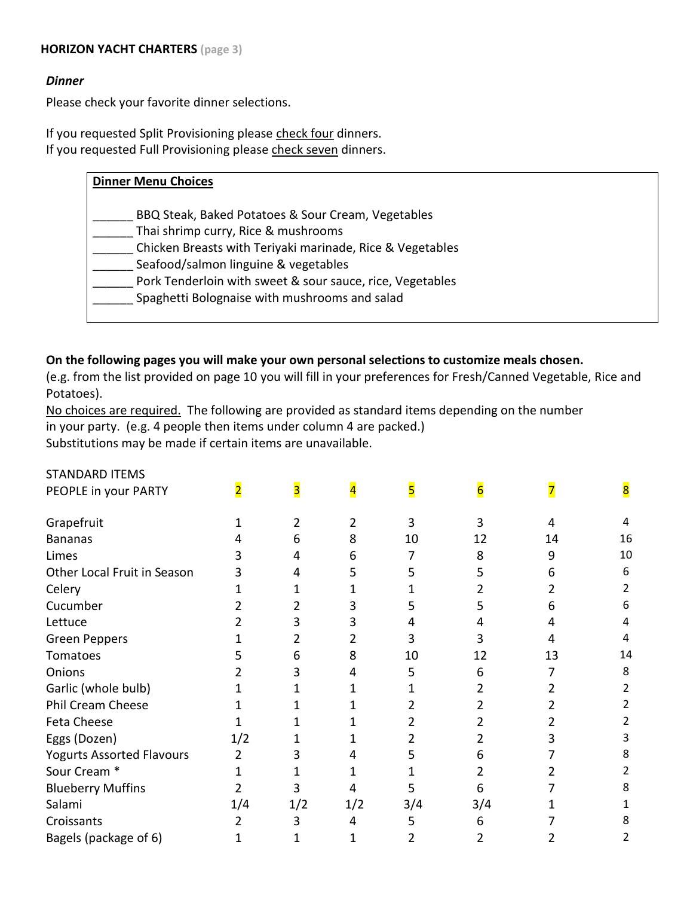**HORIZON YACHT CHARTERS** (page 3)

***Dinner***

Please check your favorite dinner selections.

If you requested Split Provisioning please <u>check four</u> dinners.
If you requested Full Provisioning please <u>check seven</u> dinners.

**<u>Dinner Menu Choices</u>**

______ BBQ Steak, Baked Potatoes & Sour Cream, Vegetables
______ Thai shrimp curry, Rice & mushrooms
______ Chicken Breasts with Teriyaki marinade, Rice & Vegetables
______ Seafood/salmon linguine & vegetables
______ Pork Tenderloin with sweet & sour sauce, rice, Vegetables
______ Spaghetti Bolognaise with mushrooms and salad

**On the following pages you will make your own personal selections to customize meals chosen.**
(e.g. from the list provided on page 10 you will fill in your preferences for Fresh/Canned Vegetable, Rice and Potatoes).
<u>No choices are required.</u> The following are provided as standard items depending on the number in your party. (e.g. 4 people then items under column 4 are packed.)
Substitutions may be made if certain items are unavailable.

| STANDARD ITEMS<br>PEOPLE in your PARTY | 2 | 3 | 4 | 5 | 6 | 7 | 8 |
|---|---|---|---|---|---|---|---|
| Grapefruit | 1 | 2 | 2 | 3 | 3 | 4 | 4 |
| Bananas | 4 | 6 | 8 | 10 | 12 | 14 | 16 |
| Limes | 3 | 4 | 6 | 7 | 8 | 9 | 10 |
| Other Local Fruit in Season | 3 | 4 | 5 | 5 | 5 | 6 | 6 |
| Celery | 1 | 1 | 1 | 1 | 2 | 2 | 2 |
| Cucumber | 2 | 2 | 3 | 5 | 5 | 6 | 6 |
| Lettuce | 2 | 3 | 3 | 4 | 4 | 4 | 4 |
| Green Peppers | 1 | 2 | 2 | 3 | 3 | 4 | 4 |
| Tomatoes | 5 | 6 | 8 | 10 | 12 | 13 | 14 |
| Onions | 2 | 3 | 4 | 5 | 6 | 7 | 8 |
| Garlic (whole bulb) | 1 | 1 | 1 | 1 | 2 | 2 | 2 |
| Phil Cream Cheese | 1 | 1 | 1 | 2 | 2 | 2 | 2 |
| Feta Cheese | 1 | 1 | 1 | 2 | 2 | 2 | 2 |
| Eggs (Dozen) | 1/2 | 1 | 1 | 2 | 2 | 3 | 3 |
| Yogurts Assorted Flavours | 2 | 3 | 4 | 5 | 6 | 7 | 8 |
| Sour Cream * | 1 | 1 | 1 | 1 | 2 | 2 | 2 |
| Blueberry Muffins | 2 | 3 | 4 | 5 | 6 | 7 | 8 |
| Salami | 1/4 | 1/2 | 1/2 | 3/4 | 3/4 | 1 | 1 |
| Croissants | 2 | 3 | 4 | 5 | 6 | 7 | 8 |
| Bagels (package of 6) | 1 | 1 | 1 | 2 | 2 | 2 | 2 |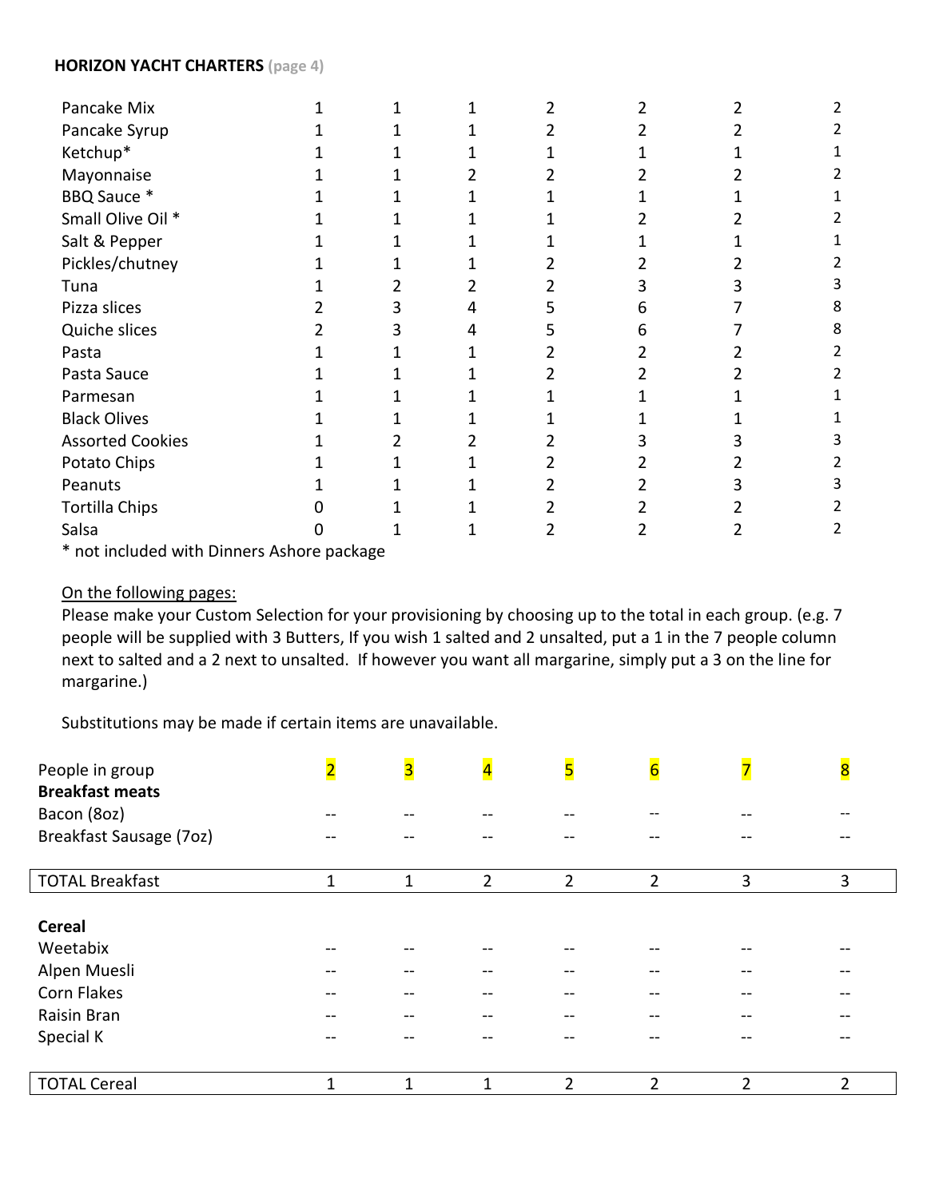**HORIZON YACHT CHARTERS** (page 4)

| | | | | | | | |
|---|---|---|---|---|---|---|---|
| Pancake Mix | 1 | 1 | 1 | 2 | 2 | 2 | 2 |
| Pancake Syrup | 1 | 1 | 1 | 2 | 2 | 2 | 2 |
| Ketchup* | 1 | 1 | 1 | 1 | 1 | 1 | 1 |
| Mayonnaise | 1 | 1 | 2 | 2 | 2 | 2 | 2 |
| BBQ Sauce * | 1 | 1 | 1 | 1 | 1 | 1 | 1 |
| Small Olive Oil * | 1 | 1 | 1 | 1 | 2 | 2 | 2 |
| Salt & Pepper | 1 | 1 | 1 | 1 | 1 | 1 | 1 |
| Pickles/chutney | 1 | 1 | 1 | 2 | 2 | 2 | 2 |
| Tuna | 1 | 2 | 2 | 2 | 3 | 3 | 3 |
| Pizza slices | 2 | 3 | 4 | 5 | 6 | 7 | 8 |
| Quiche slices | 2 | 3 | 4 | 5 | 6 | 7 | 8 |
| Pasta | 1 | 1 | 1 | 2 | 2 | 2 | 2 |
| Pasta Sauce | 1 | 1 | 1 | 2 | 2 | 2 | 2 |
| Parmesan | 1 | 1 | 1 | 1 | 1 | 1 | 1 |
| Black Olives | 1 | 1 | 1 | 1 | 1 | 1 | 1 |
| Assorted Cookies | 1 | 2 | 2 | 2 | 3 | 3 | 3 |
| Potato Chips | 1 | 1 | 1 | 2 | 2 | 2 | 2 |
| Peanuts | 1 | 1 | 1 | 2 | 2 | 3 | 3 |
| Tortilla Chips | 0 | 1 | 1 | 2 | 2 | 2 | 2 |
| Salsa | 0 | 1 | 1 | 2 | 2 | 2 | 2 |

* not included with Dinners Ashore package

On the following pages:

Please make your Custom Selection for your provisioning by choosing up to the total in each group. (e.g. 7 people will be supplied with 3 Butters, If you wish 1 salted and 2 unsalted, put a 1 in the 7 people column next to salted and a 2 next to unsalted. If however you want all margarine, simply put a 3 on the line for margarine.)

Substitutions may be made if certain items are unavailable.

| People in group | 2 | 3 | 4 | 5 | 6 | 7 | 8 |
|---|---|---|---|---|---|---|---|
| **Breakfast meats** | | | | | | | |
| Bacon (8oz) | -- | -- | -- | -- | -- | -- | -- |
| Breakfast Sausage (7oz) | -- | -- | -- | -- | -- | -- | -- |
| TOTAL Breakfast | 1 | 1 | 2 | 2 | 2 | 3 | 3 |
| **Cereal** | | | | | | | |
| Weetabix | -- | -- | -- | -- | -- | -- | -- |
| Alpen Muesli | -- | -- | -- | -- | -- | -- | -- |
| Corn Flakes | -- | -- | -- | -- | -- | -- | -- |
| Raisin Bran | -- | -- | -- | -- | -- | -- | -- |
| Special K | -- | -- | -- | -- | -- | -- | -- |
| TOTAL Cereal | 1 | 1 | 1 | 2 | 2 | 2 | 2 |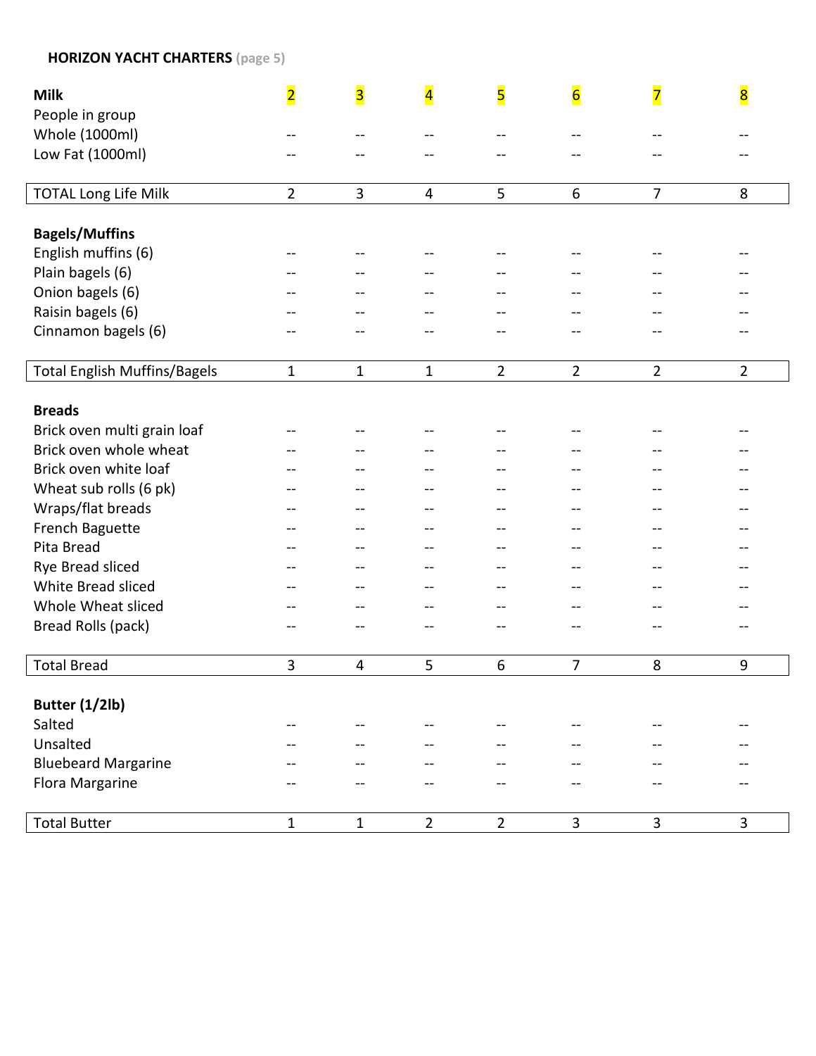**HORIZON YACHT CHARTERS** (page 5)

| **Milk** | 2 | 3 | 4 | 5 | 6 | 7 | 8 |
|---|---|---|---|---|---|---|---|
| People in group | | | | | | | |
| Whole (1000ml) | -- | -- | -- | -- | -- | -- | -- |
| Low Fat (1000ml) | -- | -- | -- | -- | -- | -- | -- |
| TOTAL Long Life Milk | 2 | 3 | 4 | 5 | 6 | 7 | 8 |
| **Bagels/Muffins** | | | | | | | |
| English muffins (6) | -- | -- | -- | -- | -- | -- | -- |
| Plain bagels (6) | -- | -- | -- | -- | -- | -- | -- |
| Onion bagels (6) | -- | -- | -- | -- | -- | -- | -- |
| Raisin bagels (6) | -- | -- | -- | -- | -- | -- | -- |
| Cinnamon bagels (6) | -- | -- | -- | -- | -- | -- | -- |
| Total English Muffins/Bagels | 1 | 1 | 1 | 2 | 2 | 2 | 2 |
| **Breads** | | | | | | | |
| Brick oven multi grain loaf | -- | -- | -- | -- | -- | -- | -- |
| Brick oven whole wheat | -- | -- | -- | -- | -- | -- | -- |
| Brick oven white loaf | -- | -- | -- | -- | -- | -- | -- |
| Wheat sub rolls (6 pk) | -- | -- | -- | -- | -- | -- | -- |
| Wraps/flat breads | -- | -- | -- | -- | -- | -- | -- |
| French Baguette | -- | -- | -- | -- | -- | -- | -- |
| Pita Bread | -- | -- | -- | -- | -- | -- | -- |
| Rye Bread sliced | -- | -- | -- | -- | -- | -- | -- |
| White Bread sliced | -- | -- | -- | -- | -- | -- | -- |
| Whole Wheat sliced | -- | -- | -- | -- | -- | -- | -- |
| Bread Rolls (pack) | -- | -- | -- | -- | -- | -- | -- |
| Total Bread | 3 | 4 | 5 | 6 | 7 | 8 | 9 |
| **Butter (1/2lb)** | | | | | | | |
| Salted | -- | -- | -- | -- | -- | -- | -- |
| Unsalted | -- | -- | -- | -- | -- | -- | -- |
| Bluebeard Margarine | -- | -- | -- | -- | -- | -- | -- |
| Flora Margarine | -- | -- | -- | -- | -- | -- | -- |
| Total Butter | 1 | 1 | 2 | 2 | 3 | 3 | 3 |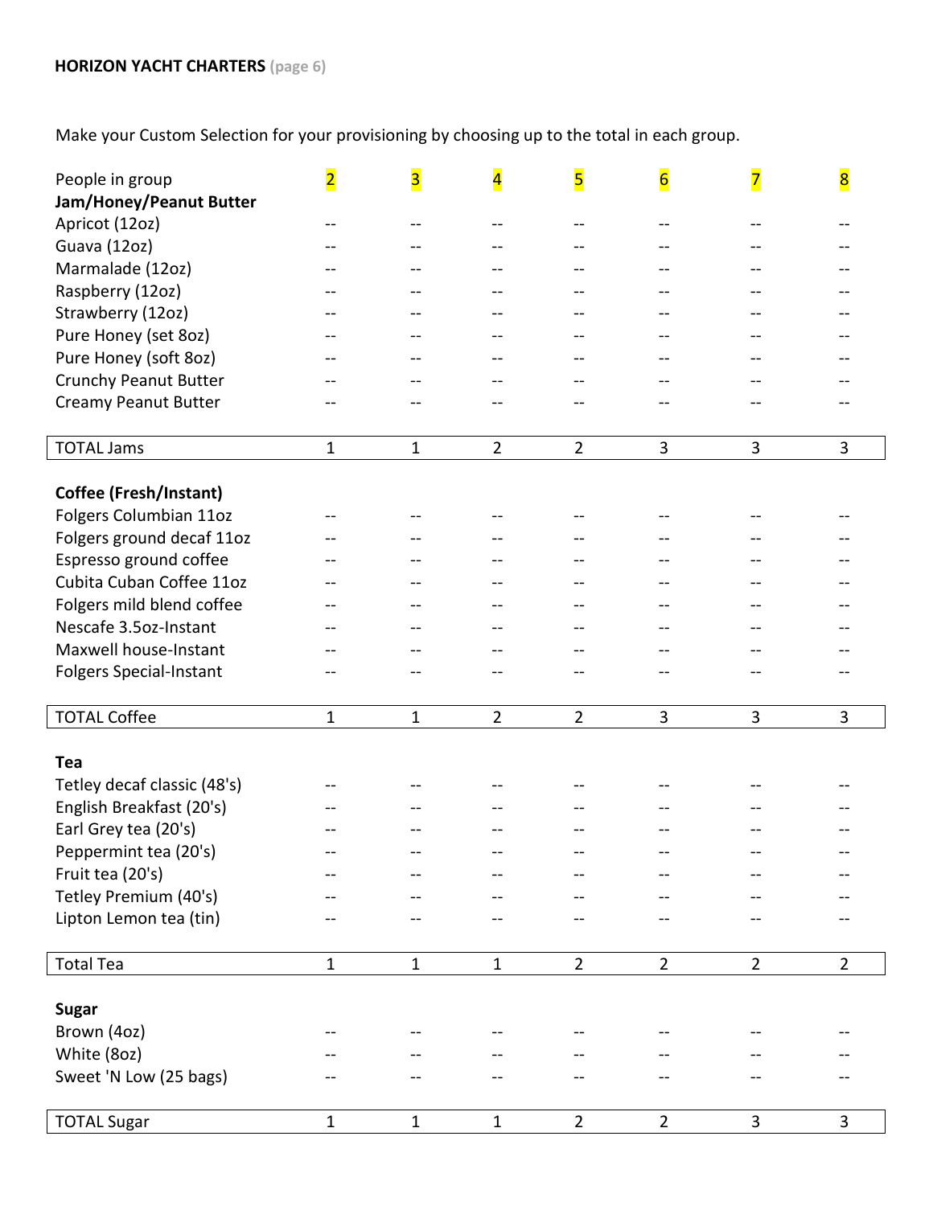**HORIZON YACHT CHARTERS** (page 6)

Make your Custom Selection for your provisioning by choosing up to the total in each group.

| People in group | 2 | 3 | 4 | 5 | 6 | 7 | 8 |
|---|---|---|---|---|---|---|---|
| **Jam/Honey/Peanut Butter** | | | | | | | |
| Apricot (12oz) | -- | -- | -- | -- | -- | -- | -- |
| Guava (12oz) | -- | -- | -- | -- | -- | -- | -- |
| Marmalade (12oz) | -- | -- | -- | -- | -- | -- | -- |
| Raspberry (12oz) | -- | -- | -- | -- | -- | -- | -- |
| Strawberry (12oz) | -- | -- | -- | -- | -- | -- | -- |
| Pure Honey (set 8oz) | -- | -- | -- | -- | -- | -- | -- |
| Pure Honey (soft 8oz) | -- | -- | -- | -- | -- | -- | -- |
| Crunchy Peanut Butter | -- | -- | -- | -- | -- | -- | -- |
| Creamy Peanut Butter | -- | -- | -- | -- | -- | -- | -- |
| TOTAL Jams | 1 | 1 | 2 | 2 | 3 | 3 | 3 |
| **Coffee (Fresh/Instant)** | | | | | | | |
| Folgers Columbian 11oz | -- | -- | -- | -- | -- | -- | -- |
| Folgers ground decaf 11oz | -- | -- | -- | -- | -- | -- | -- |
| Espresso ground coffee | -- | -- | -- | -- | -- | -- | -- |
| Cubita Cuban Coffee 11oz | -- | -- | -- | -- | -- | -- | -- |
| Folgers mild blend coffee | -- | -- | -- | -- | -- | -- | -- |
| Nescafe 3.5oz-Instant | -- | -- | -- | -- | -- | -- | -- |
| Maxwell house-Instant | -- | -- | -- | -- | -- | -- | -- |
| Folgers Special-Instant | -- | -- | -- | -- | -- | -- | -- |
| TOTAL Coffee | 1 | 1 | 2 | 2 | 3 | 3 | 3 |
| **Tea** | | | | | | | |
| Tetley decaf classic (48's) | -- | -- | -- | -- | -- | -- | -- |
| English Breakfast (20's) | -- | -- | -- | -- | -- | -- | -- |
| Earl Grey tea (20's) | -- | -- | -- | -- | -- | -- | -- |
| Peppermint tea (20's) | -- | -- | -- | -- | -- | -- | -- |
| Fruit tea (20's) | -- | -- | -- | -- | -- | -- | -- |
| Tetley Premium (40's) | -- | -- | -- | -- | -- | -- | -- |
| Lipton Lemon tea (tin) | -- | -- | -- | -- | -- | -- | -- |
| Total Tea | 1 | 1 | 1 | 2 | 2 | 2 | 2 |
| **Sugar** | | | | | | | |
| Brown (4oz) | -- | -- | -- | -- | -- | -- | -- |
| White (8oz) | -- | -- | -- | -- | -- | -- | -- |
| Sweet 'N Low (25 bags) | -- | -- | -- | -- | -- | -- | -- |
| TOTAL Sugar | 1 | 1 | 1 | 2 | 2 | 3 | 3 |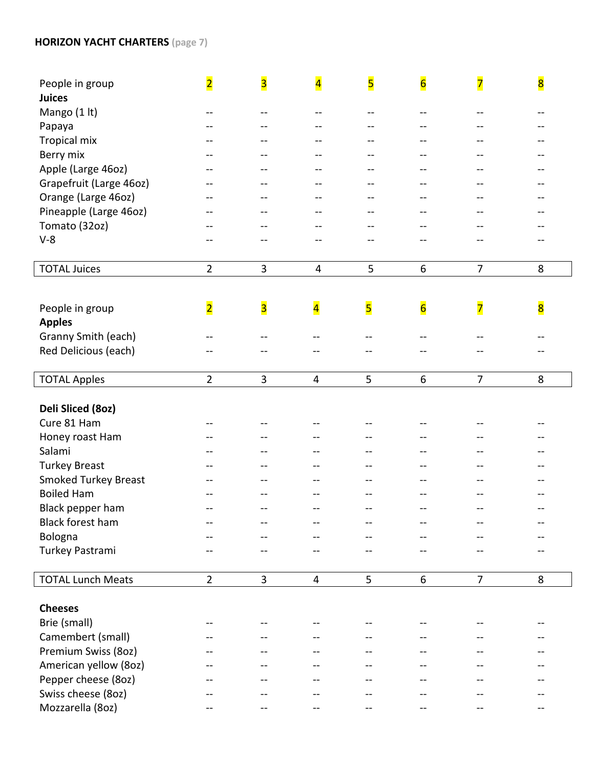**HORIZON YACHT CHARTERS** (page 7)

| People in group | 2 | 3 | 4 | 5 | 6 | 7 | 8 |
|---|---|---|---|---|---|---|---|
| **Juices** | | | | | | | |
| Mango (1 lt) | -- | -- | -- | -- | -- | -- | -- |
| Papaya | -- | -- | -- | -- | -- | -- | -- |
| Tropical mix | -- | -- | -- | -- | -- | -- | -- |
| Berry mix | -- | -- | -- | -- | -- | -- | -- |
| Apple (Large 46oz) | -- | -- | -- | -- | -- | -- | -- |
| Grapefruit (Large 46oz) | -- | -- | -- | -- | -- | -- | -- |
| Orange (Large 46oz) | -- | -- | -- | -- | -- | -- | -- |
| Pineapple (Large 46oz) | -- | -- | -- | -- | -- | -- | -- |
| Tomato (32oz) | -- | -- | -- | -- | -- | -- | -- |
| V-8 | -- | -- | -- | -- | -- | -- | -- |
| TOTAL Juices | 2 | 3 | 4 | 5 | 6 | 7 | 8 |

| People in group | 2 | 3 | 4 | 5 | 6 | 7 | 8 |
|---|---|---|---|---|---|---|---|
| **Apples** | | | | | | | |
| Granny Smith (each) | -- | -- | -- | -- | -- | -- | -- |
| Red Delicious (each) | -- | -- | -- | -- | -- | -- | -- |
| TOTAL Apples | 2 | 3 | 4 | 5 | 6 | 7 | 8 |
| **Deli Sliced (8oz)** | | | | | | | |
| Cure 81 Ham | -- | -- | -- | -- | -- | -- | -- |
| Honey roast Ham | -- | -- | -- | -- | -- | -- | -- |
| Salami | -- | -- | -- | -- | -- | -- | -- |
| Turkey Breast | -- | -- | -- | -- | -- | -- | -- |
| Smoked Turkey Breast | -- | -- | -- | -- | -- | -- | -- |
| Boiled Ham | -- | -- | -- | -- | -- | -- | -- |
| Black pepper ham | -- | -- | -- | -- | -- | -- | -- |
| Black forest ham | -- | -- | -- | -- | -- | -- | -- |
| Bologna | -- | -- | -- | -- | -- | -- | -- |
| Turkey Pastrami | -- | -- | -- | -- | -- | -- | -- |
| TOTAL Lunch Meats | 2 | 3 | 4 | 5 | 6 | 7 | 8 |
| **Cheeses** | | | | | | | |
| Brie (small) | -- | -- | -- | -- | -- | -- | -- |
| Camembert (small) | -- | -- | -- | -- | -- | -- | -- |
| Premium Swiss (8oz) | -- | -- | -- | -- | -- | -- | -- |
| American yellow (8oz) | -- | -- | -- | -- | -- | -- | -- |
| Pepper cheese (8oz) | -- | -- | -- | -- | -- | -- | -- |
| Swiss cheese (8oz) | -- | -- | -- | -- | -- | -- | -- |
| Mozzarella (8oz) | -- | -- | -- | -- | -- | -- | -- |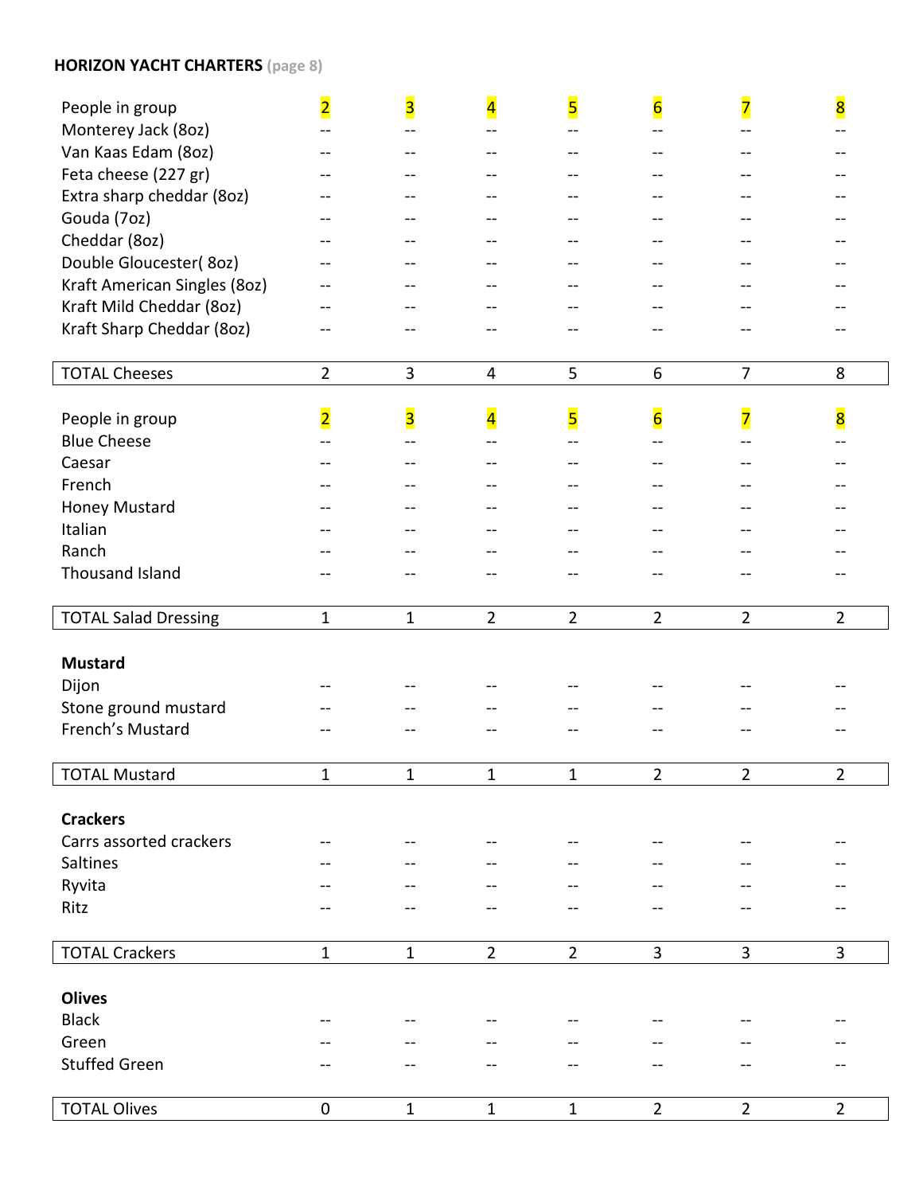**HORIZON YACHT CHARTERS** (page 8)

| People in group | 2 | 3 | 4 | 5 | 6 | 7 | 8 |
| --- | --- | --- | --- | --- | --- | --- | --- |
| Monterey Jack (8oz) | -- | -- | -- | -- | -- | -- | -- |
| Van Kaas Edam (8oz) | -- | -- | -- | -- | -- | -- | -- |
| Feta cheese (227 gr) | -- | -- | -- | -- | -- | -- | -- |
| Extra sharp cheddar (8oz) | -- | -- | -- | -- | -- | -- | -- |
| Gouda (7oz) | -- | -- | -- | -- | -- | -- | -- |
| Cheddar (8oz) | -- | -- | -- | -- | -- | -- | -- |
| Double Gloucester( 8oz) | -- | -- | -- | -- | -- | -- | -- |
| Kraft American Singles (8oz) | -- | -- | -- | -- | -- | -- | -- |
| Kraft Mild Cheddar (8oz) | -- | -- | -- | -- | -- | -- | -- |
| Kraft Sharp Cheddar (8oz) | -- | -- | -- | -- | -- | -- | -- |
| TOTAL Cheeses | 2 | 3 | 4 | 5 | 6 | 7 | 8 |

| People in group | 2 | 3 | 4 | 5 | 6 | 7 | 8 |
| --- | --- | --- | --- | --- | --- | --- | --- |
| Blue Cheese | -- | -- | -- | -- | -- | -- | -- |
| Caesar | -- | -- | -- | -- | -- | -- | -- |
| French | -- | -- | -- | -- | -- | -- | -- |
| Honey Mustard | -- | -- | -- | -- | -- | -- | -- |
| Italian | -- | -- | -- | -- | -- | -- | -- |
| Ranch | -- | -- | -- | -- | -- | -- | -- |
| Thousand Island | -- | -- | -- | -- | -- | -- | -- |
| TOTAL Salad Dressing | 1 | 1 | 2 | 2 | 2 | 2 | 2 |
| **Mustard** | | | | | | | |
| Dijon | -- | -- | -- | -- | -- | -- | -- |
| Stone ground mustard | -- | -- | -- | -- | -- | -- | -- |
| French's Mustard | -- | -- | -- | -- | -- | -- | -- |
| TOTAL Mustard | 1 | 1 | 1 | 1 | 2 | 2 | 2 |
| **Crackers** | | | | | | | |
| Carrs assorted crackers | -- | -- | -- | -- | -- | -- | -- |
| Saltines | -- | -- | -- | -- | -- | -- | -- |
| Ryvita | -- | -- | -- | -- | -- | -- | -- |
| Ritz | -- | -- | -- | -- | -- | -- | -- |
| TOTAL Crackers | 1 | 1 | 2 | 2 | 3 | 3 | 3 |
| **Olives** | | | | | | | |
| Black | -- | -- | -- | -- | -- | -- | -- |
| Green | -- | -- | -- | -- | -- | -- | -- |
| Stuffed Green | -- | -- | -- | -- | -- | -- | -- |
| TOTAL Olives | 0 | 1 | 1 | 1 | 2 | 2 | 2 |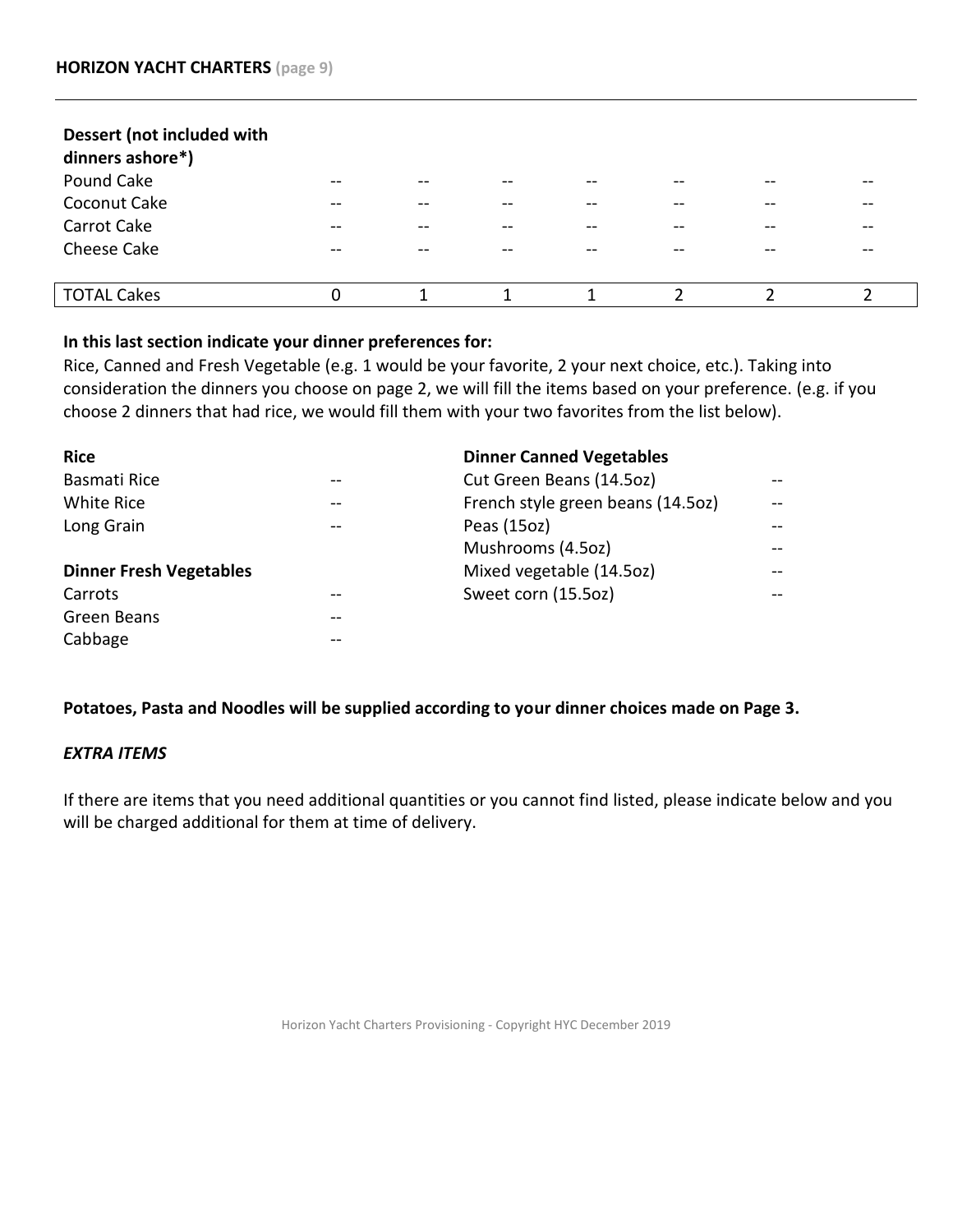| Dessert (not included with dinners ashore*) | | | | | | | |
|---|---|---|---|---|---|---|---|
| Pound Cake | -- | -- | -- | -- | -- | -- | -- |
| Coconut Cake | -- | -- | -- | -- | -- | -- | -- |
| Carrot Cake | -- | -- | -- | -- | -- | -- | -- |
| Cheese Cake | -- | -- | -- | -- | -- | -- | -- |
| TOTAL Cakes | 0 | 1 | 1 | 1 | 2 | 2 | 2 |

**In this last section indicate your dinner preferences for:**

Rice, Canned and Fresh Vegetable (e.g. 1 would be your favorite, 2 your next choice, etc.). Taking into consideration the dinners you choose on page 2, we will fill the items based on your preference. (e.g. if you choose 2 dinners that had rice, we would fill them with your two favorites from the list below).

| Rice | |
|---|---|
| Basmati Rice | -- |
| White Rice | -- |
| Long Grain | -- |

| Dinner Fresh Vegetables | |
|---|---|
| Carrots | -- |
| Green Beans | -- |
| Cabbage | -- |

| Dinner Canned Vegetables | |
|---|---|
| Cut Green Beans (14.5oz) | -- |
| French style green beans (14.5oz) | -- |
| Peas (15oz) | -- |
| Mushrooms (4.5oz) | -- |
| Mixed vegetable (14.5oz) | -- |
| Sweet corn (15.5oz) | -- |

**Potatoes, Pasta and Noodles will be supplied according to your dinner choices made on Page 3.**

***EXTRA ITEMS***

If there are items that you need additional quantities or you cannot find listed, please indicate below and you will be charged additional for them at time of delivery.